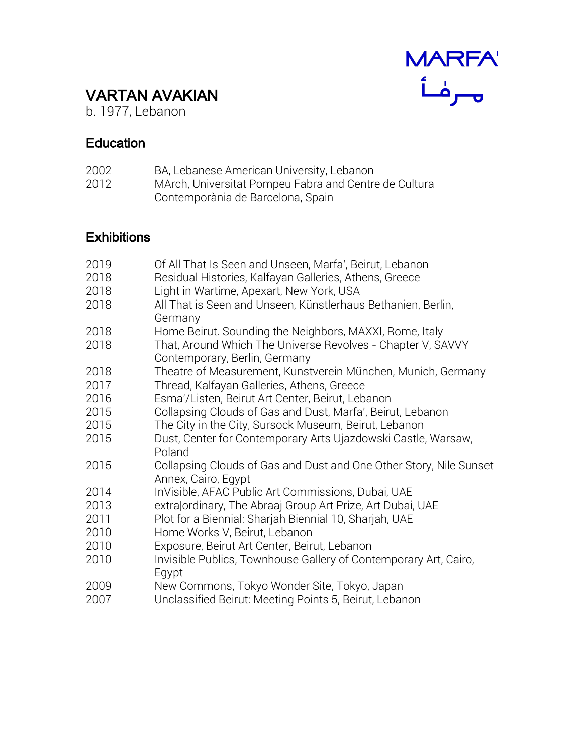MARFA'

مرفأ

# VARTAN AVAKIAN

b. 1977, Lebanon

## Education

| | |
|---|---|
| 2002 | BA, Lebanese American University, Lebanon |
| 2012 | MArch, Universitat Pompeu Fabra and Centre de Cultura Contemporània de Barcelona, Spain |

## Exhibitions

| | |
|---|---|
| 2019 | Of All That Is Seen and Unseen, Marfa', Beirut, Lebanon |
| 2018 | Residual Histories, Kalfayan Galleries, Athens, Greece |
| 2018 | Light in Wartime, Apexart, New York, USA |
| 2018 | All That is Seen and Unseen, Künstlerhaus Bethanien, Berlin, Germany |
| 2018 | Home Beirut. Sounding the Neighbors, MAXXI, Rome, Italy |
| 2018 | That, Around Which The Universe Revolves - Chapter V, SAVVY Contemporary, Berlin, Germany |
| 2018 | Theatre of Measurement, Kunstverein München, Munich, Germany |
| 2017 | Thread, Kalfayan Galleries, Athens, Greece |
| 2016 | Esma'/Listen, Beirut Art Center, Beirut, Lebanon |
| 2015 | Collapsing Clouds of Gas and Dust, Marfa', Beirut, Lebanon |
| 2015 | The City in the City, Sursock Museum, Beirut, Lebanon |
| 2015 | Dust, Center for Contemporary Arts Ujazdowski Castle, Warsaw, Poland |
| 2015 | Collapsing Clouds of Gas and Dust and One Other Story, Nile Sunset Annex, Cairo, Egypt |
| 2014 | InVisible, AFAC Public Art Commissions, Dubai, UAE |
| 2013 | extra\|ordinary, The Abraaj Group Art Prize, Art Dubai, UAE |
| 2011 | Plot for a Biennial: Sharjah Biennial 10, Sharjah, UAE |
| 2010 | Home Works V, Beirut, Lebanon |
| 2010 | Exposure, Beirut Art Center, Beirut, Lebanon |
| 2010 | Invisible Publics, Townhouse Gallery of Contemporary Art, Cairo, Egypt |
| 2009 | New Commons, Tokyo Wonder Site, Tokyo, Japan |
| 2007 | Unclassified Beirut: Meeting Points 5, Beirut, Lebanon |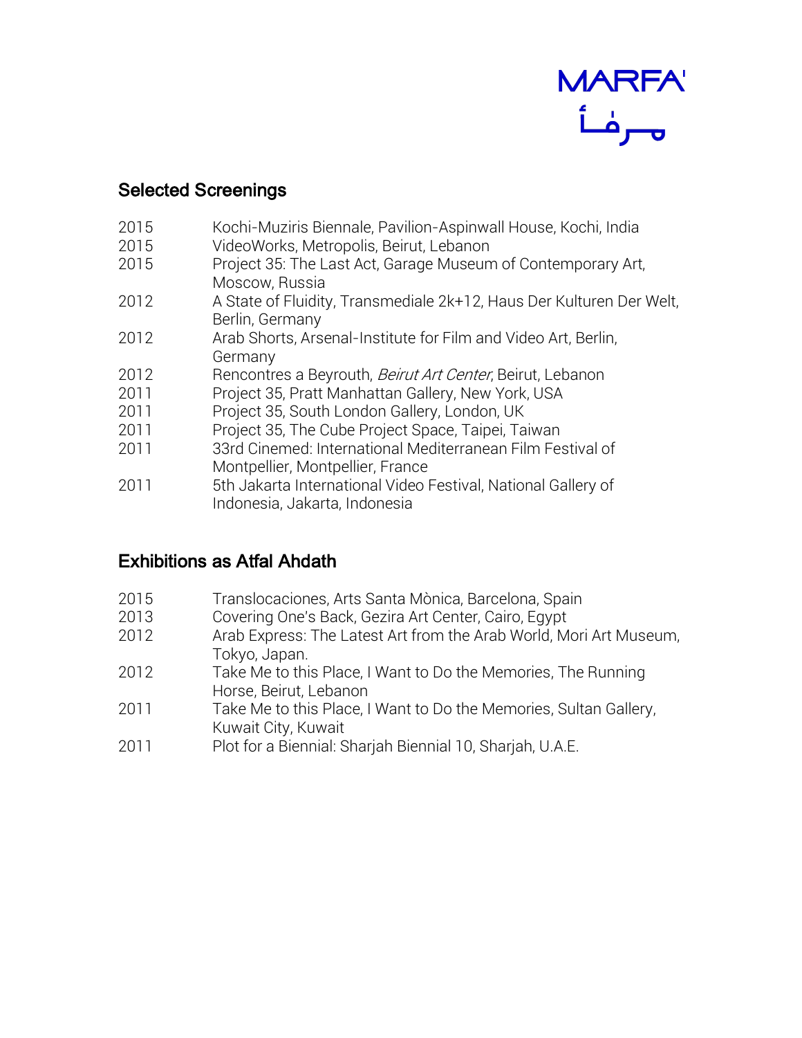## Selected Screenings

| | |
|---|---|
| 2015 | Kochi-Muziris Biennale, Pavilion-Aspinwall House, Kochi, India |
| 2015 | VideoWorks, Metropolis, Beirut, Lebanon |
| 2015 | Project 35: The Last Act, Garage Museum of Contemporary Art, Moscow, Russia |
| 2012 | A State of Fluidity, Transmediale 2k+12, Haus Der Kulturen Der Welt, Berlin, Germany |
| 2012 | Arab Shorts, Arsenal-Institute for Film and Video Art, Berlin, Germany |
| 2012 | Rencontres a Beyrouth, *Beirut Art Center*, Beirut, Lebanon |
| 2011 | Project 35, Pratt Manhattan Gallery, New York, USA |
| 2011 | Project 35, South London Gallery, London, UK |
| 2011 | Project 35, The Cube Project Space, Taipei, Taiwan |
| 2011 | 33rd Cinemed: International Mediterranean Film Festival of Montpellier, Montpellier, France |
| 2011 | 5th Jakarta International Video Festival, National Gallery of Indonesia, Jakarta, Indonesia |

## Exhibitions as Atfal Ahdath

| | |
|---|---|
| 2015 | Translocaciones, Arts Santa Mònica, Barcelona, Spain |
| 2013 | Covering One's Back, Gezira Art Center, Cairo, Egypt |
| 2012 | Arab Express: The Latest Art from the Arab World, Mori Art Museum, Tokyo, Japan. |
| 2012 | Take Me to this Place, I Want to Do the Memories, The Running Horse, Beirut, Lebanon |
| 2011 | Take Me to this Place, I Want to Do the Memories, Sultan Gallery, Kuwait City, Kuwait |
| 2011 | Plot for a Biennial: Sharjah Biennial 10, Sharjah, U.A.E. |